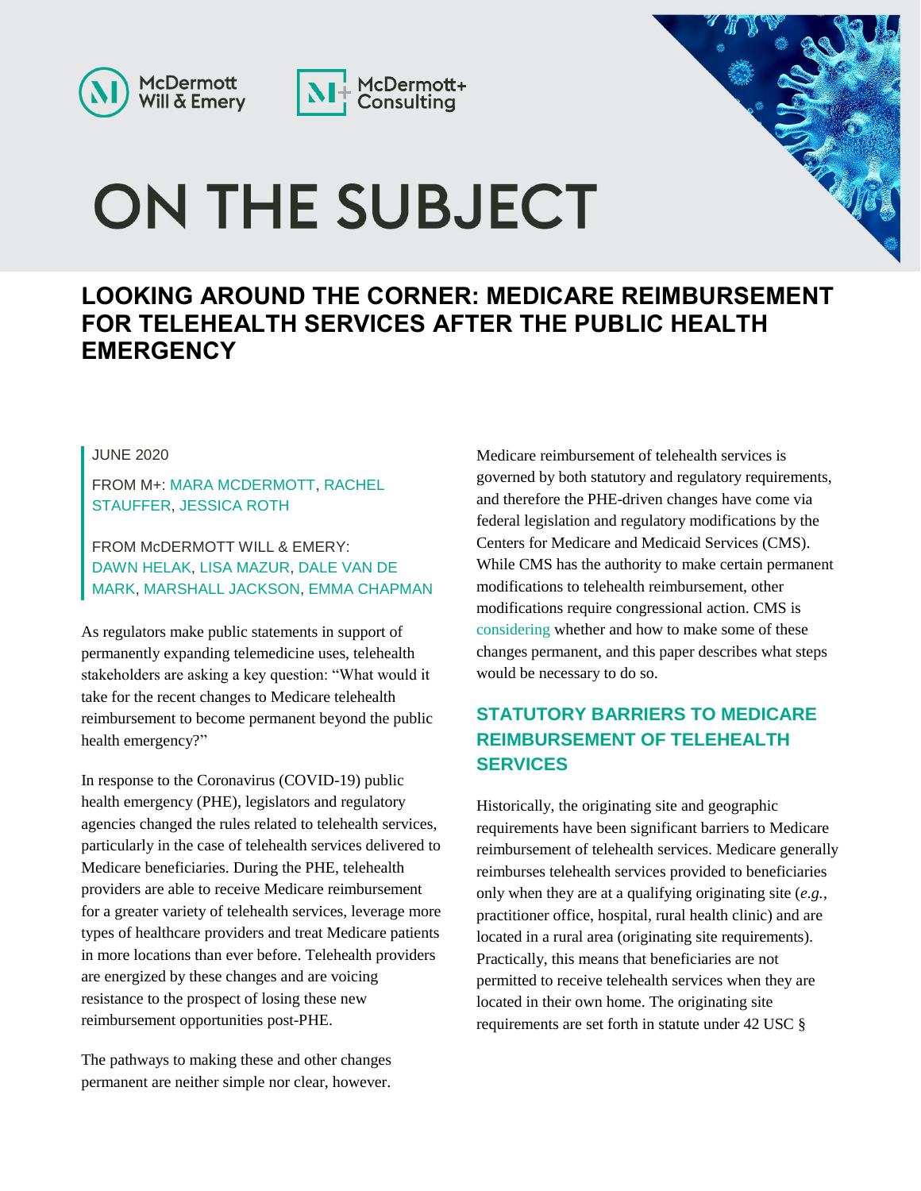# ON THE SUBJECT

## LOOKING AROUND THE CORNER: MEDICARE REIMBURSEMENT FOR TELEHEALTH SERVICES AFTER THE PUBLIC HEALTH EMERGENCY

JUNE 2020

FROM M+: MARA MCDERMOTT, RACHEL STAUFFER, JESSICA ROTH

FROM McDERMOTT WILL & EMERY: DAWN HELAK, LISA MAZUR, DALE VAN DE MARK, MARSHALL JACKSON, EMMA CHAPMAN

As regulators make public statements in support of permanently expanding telemedicine uses, telehealth stakeholders are asking a key question: "What would it take for the recent changes to Medicare telehealth reimbursement to become permanent beyond the public health emergency?"

In response to the Coronavirus (COVID-19) public health emergency (PHE), legislators and regulatory agencies changed the rules related to telehealth services, particularly in the case of telehealth services delivered to Medicare beneficiaries. During the PHE, telehealth providers are able to receive Medicare reimbursement for a greater variety of telehealth services, leverage more types of healthcare providers and treat Medicare patients in more locations than ever before. Telehealth providers are energized by these changes and are voicing resistance to the prospect of losing these new reimbursement opportunities post-PHE.

The pathways to making these and other changes permanent are neither simple nor clear, however. Medicare reimbursement of telehealth services is governed by both statutory and regulatory requirements, and therefore the PHE-driven changes have come via federal legislation and regulatory modifications by the Centers for Medicare and Medicaid Services (CMS). While CMS has the authority to make certain permanent modifications to telehealth reimbursement, other modifications require congressional action. CMS is considering whether and how to make some of these changes permanent, and this paper describes what steps would be necessary to do so.

### STATUTORY BARRIERS TO MEDICARE REIMBURSEMENT OF TELEHEALTH SERVICES

Historically, the originating site and geographic requirements have been significant barriers to Medicare reimbursement of telehealth services. Medicare generally reimburses telehealth services provided to beneficiaries only when they are at a qualifying originating site (*e.g.*, practitioner office, hospital, rural health clinic) and are located in a rural area (originating site requirements). Practically, this means that beneficiaries are not permitted to receive telehealth services when they are located in their own home. The originating site requirements are set forth in statute under 42 USC §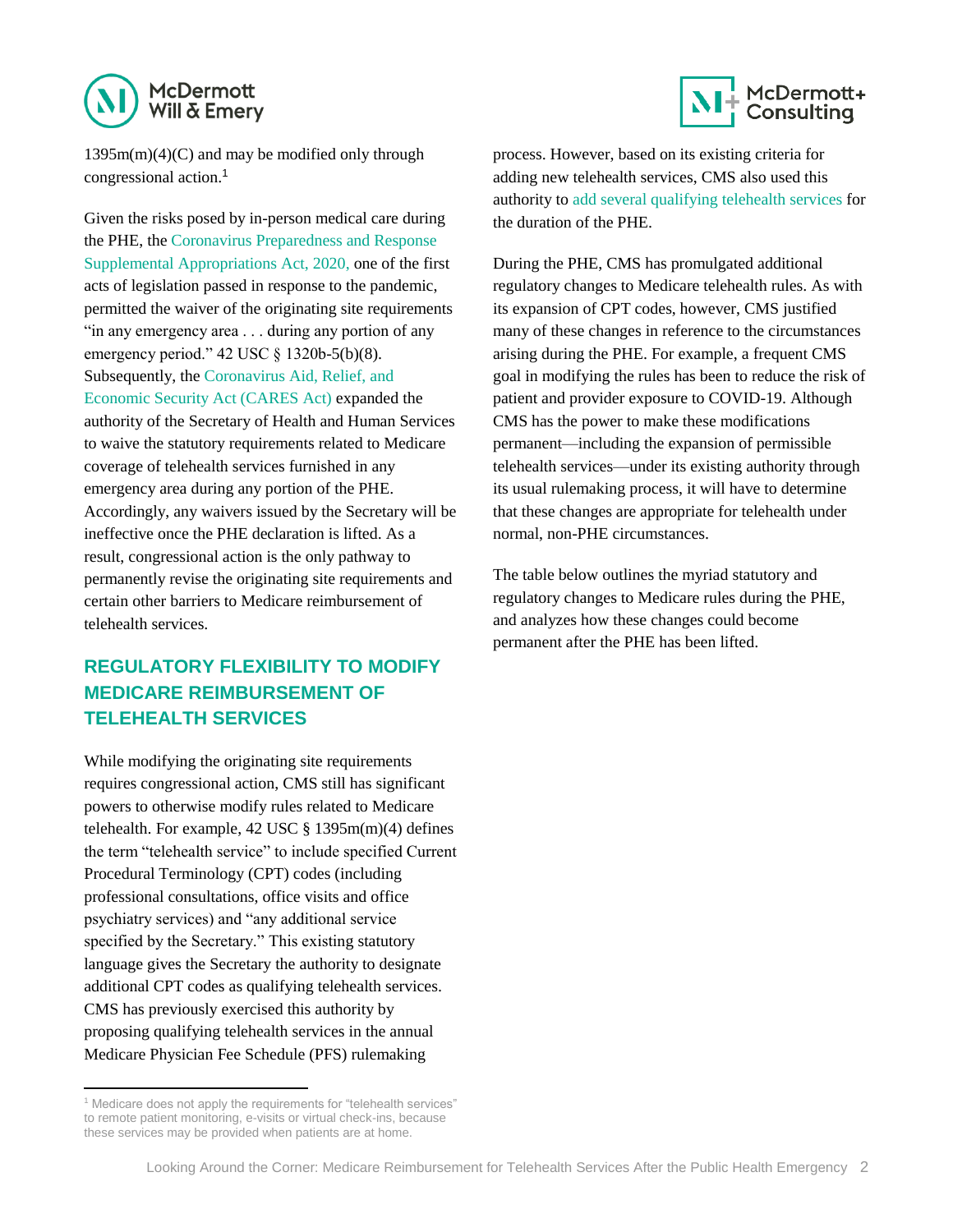1395m(m)(4)(C) and may be modified only through congressional action.[1]

Given the risks posed by in-person medical care during the PHE, the Coronavirus Preparedness and Response Supplemental Appropriations Act, 2020, one of the first acts of legislation passed in response to the pandemic, permitted the waiver of the originating site requirements "in any emergency area . . . during any portion of any emergency period." 42 USC § 1320b-5(b)(8). Subsequently, the Coronavirus Aid, Relief, and Economic Security Act (CARES Act) expanded the authority of the Secretary of Health and Human Services to waive the statutory requirements related to Medicare coverage of telehealth services furnished in any emergency area during any portion of the PHE. Accordingly, any waivers issued by the Secretary will be ineffective once the PHE declaration is lifted. As a result, congressional action is the only pathway to permanently revise the originating site requirements and certain other barriers to Medicare reimbursement of telehealth services.

## REGULATORY FLEXIBILITY TO MODIFY MEDICARE REIMBURSEMENT OF TELEHEALTH SERVICES

While modifying the originating site requirements requires congressional action, CMS still has significant powers to otherwise modify rules related to Medicare telehealth. For example, 42 USC § 1395m(m)(4) defines the term "telehealth service" to include specified Current Procedural Terminology (CPT) codes (including professional consultations, office visits and office psychiatry services) and "any additional service specified by the Secretary." This existing statutory language gives the Secretary the authority to designate additional CPT codes as qualifying telehealth services. CMS has previously exercised this authority by proposing qualifying telehealth services in the annual Medicare Physician Fee Schedule (PFS) rulemaking process. However, based on its existing criteria for adding new telehealth services, CMS also used this authority to add several qualifying telehealth services for the duration of the PHE.

During the PHE, CMS has promulgated additional regulatory changes to Medicare telehealth rules. As with its expansion of CPT codes, however, CMS justified many of these changes in reference to the circumstances arising during the PHE. For example, a frequent CMS goal in modifying the rules has been to reduce the risk of patient and provider exposure to COVID-19. Although CMS has the power to make these modifications permanent—including the expansion of permissible telehealth services—under its existing authority through its usual rulemaking process, it will have to determine that these changes are appropriate for telehealth under normal, non-PHE circumstances.

The table below outlines the myriad statutory and regulatory changes to Medicare rules during the PHE, and analyzes how these changes could become permanent after the PHE has been lifted.

---

[1] Medicare does not apply the requirements for "telehealth services" to remote patient monitoring, e-visits or virtual check-ins, because these services may be provided when patients are at home.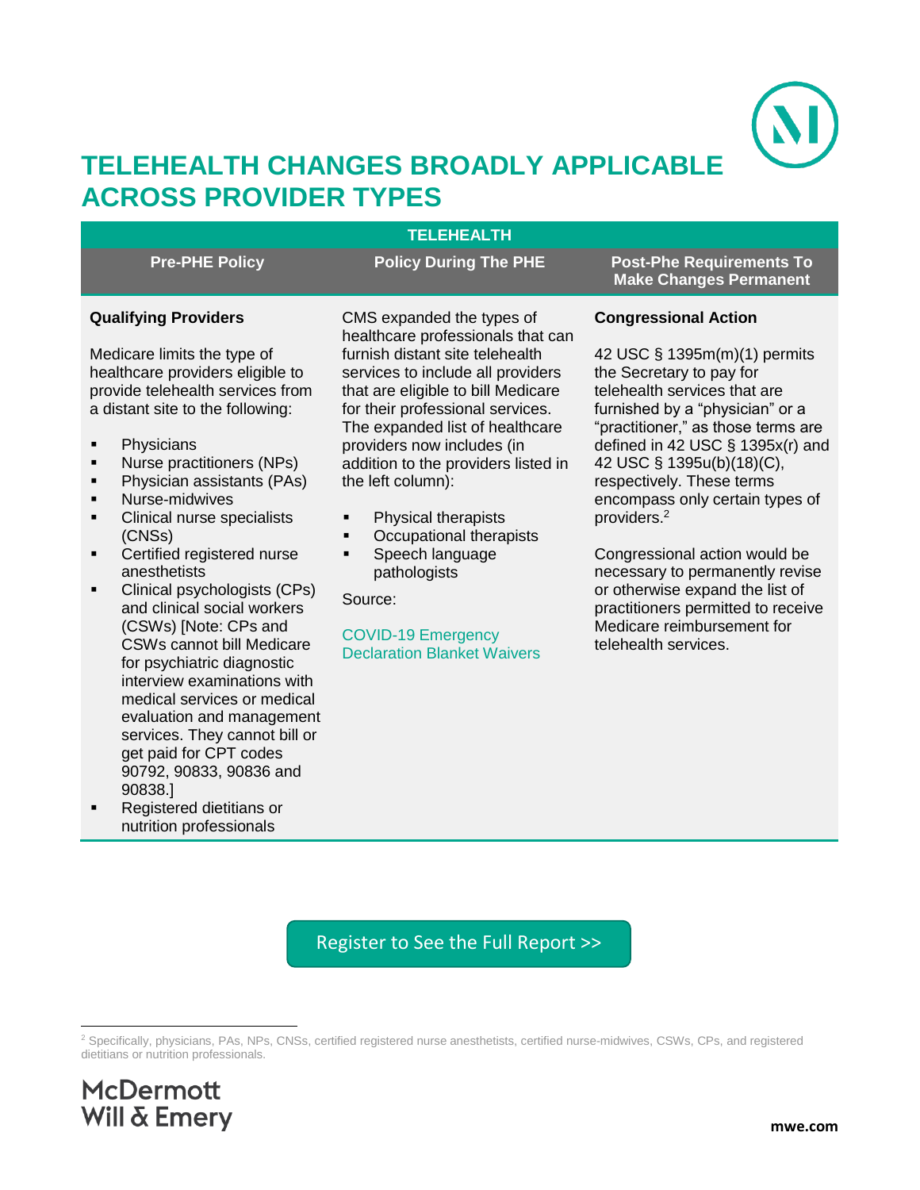# TELEHEALTH CHANGES BROADLY APPLICABLE ACROSS PROVIDER TYPES

| TELEHEALTH | | |
|---|---|---|
| **Pre-PHE Policy** | **Policy During The PHE** | **Post-Phe Requirements To Make Changes Permanent** |
| **Qualifying Providers**<br><br>Medicare limits the type of healthcare providers eligible to provide telehealth services from a distant site to the following:<br><br>▪ Physicians<br>▪ Nurse practitioners (NPs)<br>▪ Physician assistants (PAs)<br>▪ Nurse-midwives<br>▪ Clinical nurse specialists (CNSs)<br>▪ Certified registered nurse anesthetists<br>▪ Clinical psychologists (CPs) and clinical social workers (CSWs) [Note: CPs and CSWs cannot bill Medicare for psychiatric diagnostic interview examinations with medical services or medical evaluation and management services. They cannot bill or get paid for CPT codes 90792, 90833, 90836 and 90838.]<br>▪ Registered dietitians or nutrition professionals | CMS expanded the types of healthcare professionals that can furnish distant site telehealth services to include all providers that are eligible to bill Medicare for their professional services. The expanded list of healthcare providers now includes (in addition to the providers listed in the left column):<br><br>▪ Physical therapists<br>▪ Occupational therapists<br>▪ Speech language pathologists<br><br>Source:<br><br>COVID-19 Emergency Declaration Blanket Waivers | **Congressional Action**<br><br>42 USC § 1395m(m)(1) permits the Secretary to pay for telehealth services that are furnished by a "physician" or a "practitioner," as those terms are defined in 42 USC § 1395x(r) and 42 USC § 1395u(b)(18)(C), respectively. These terms encompass only certain types of providers.[2]<br><br>Congressional action would be necessary to permanently revise or otherwise expand the list of practitioners permitted to receive Medicare reimbursement for telehealth services. |

Register to See the Full Report >>

[2] Specifically, physicians, PAs, NPs, CNSs, certified registered nurse anesthetists, certified nurse-midwives, CSWs, CPs, and registered dietitians or nutrition professionals.

McDermott Will & Emery

mwe.com